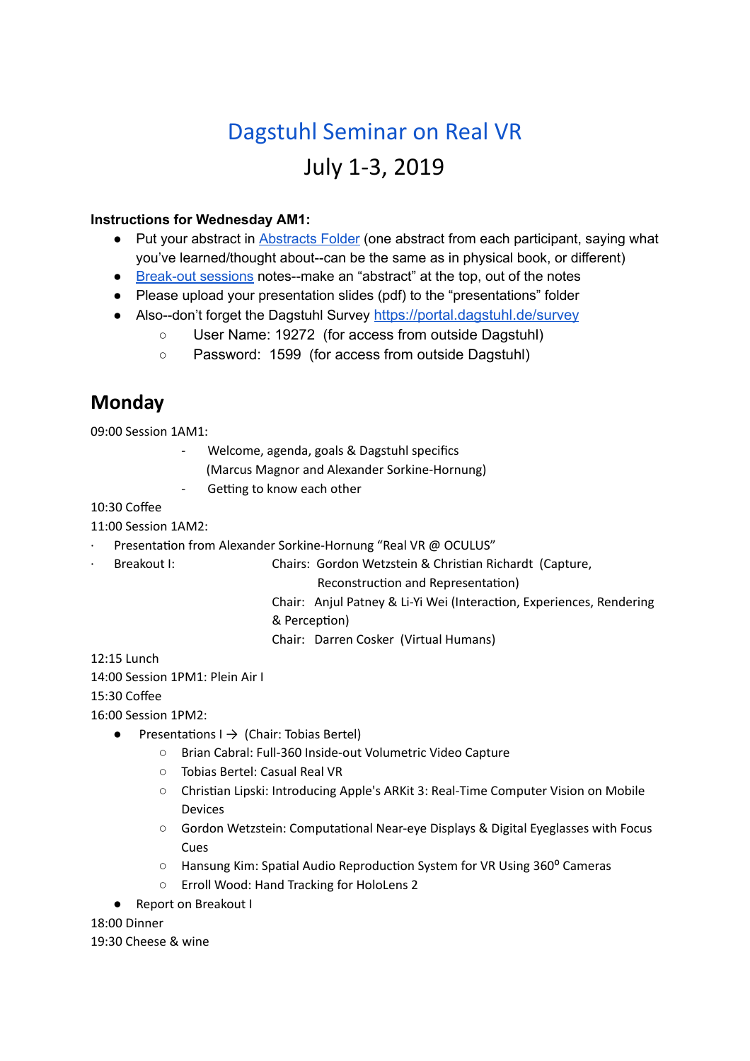# Dagstuhl Seminar on Real VR

July 1-3, 2019

**Instructions for Wednesday AM1:**

- Put your abstract in [Abstracts Folder] (one abstract from each participant, saying what you've learned/thought about--can be the same as in physical book, or different)
- [Break-out sessions] notes--make an "abstract" at the top, out of the notes
- Please upload your presentation slides (pdf) to the "presentations" folder
- Also--don't forget the Dagstuhl Survey https://portal.dagstuhl.de/survey
  - User Name: 19272 (for access from outside Dagstuhl)
  - Password: 1599 (for access from outside Dagstuhl)

## Monday

09:00 Session 1AM1:

- Welcome, agenda, goals & Dagstuhl specifics (Marcus Magnor and Alexander Sorkine-Hornung)
- Getting to know each other

10:30 Coffee

11:00 Session 1AM2:

- Presentation from Alexander Sorkine-Hornung "Real VR @ OCULUS"
- Breakout I:
  - Chairs: Gordon Wetzstein & Christian Richardt (Capture, Reconstruction and Representation)
  - Chair: Anjul Patney & Li-Yi Wei (Interaction, Experiences, Rendering & Perception)
  - Chair: Darren Cosker (Virtual Humans)

12:15 Lunch

14:00 Session 1PM1: Plein Air I

15:30 Coffee

16:00 Session 1PM2:

- Presentations I → (Chair: Tobias Bertel)
  - Brian Cabral: Full-360 Inside-out Volumetric Video Capture
  - Tobias Bertel: Casual Real VR
  - Christian Lipski: Introducing Apple's ARKit 3: Real-Time Computer Vision on Mobile Devices
  - Gordon Wetzstein: Computational Near-eye Displays & Digital Eyeglasses with Focus Cues
  - Hansung Kim: Spatial Audio Reproduction System for VR Using 360$^{0}$ Cameras
  - Erroll Wood: Hand Tracking for HoloLens 2
- Report on Breakout I

18:00 Dinner

19:30 Cheese & wine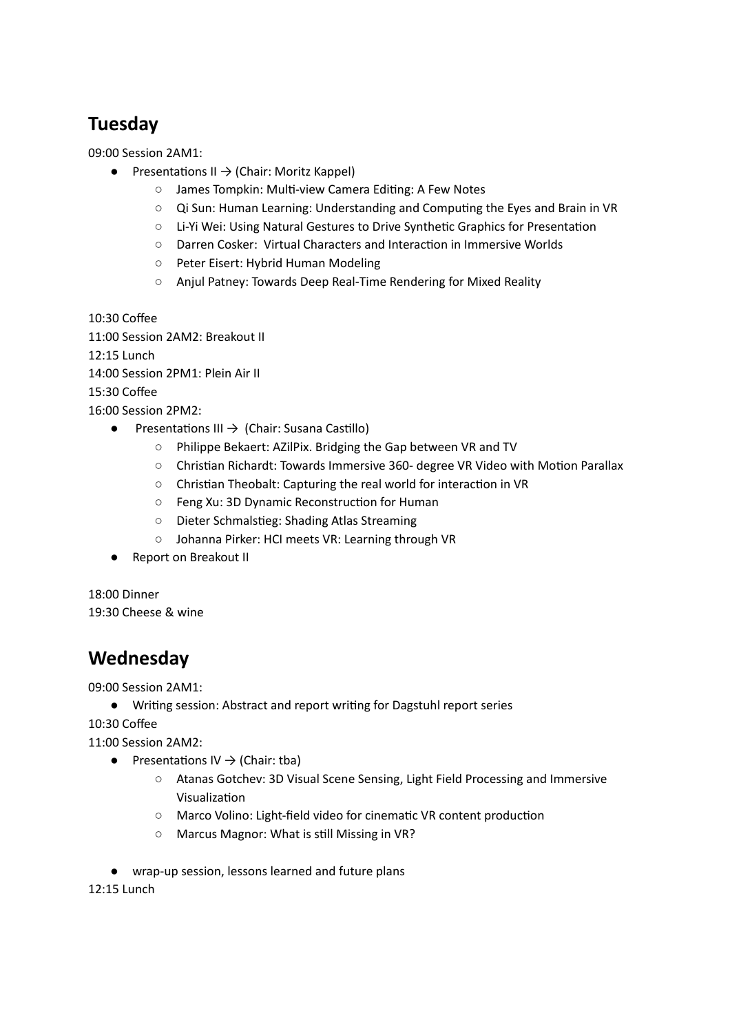## Tuesday

09:00 Session 2AM1:

- Presentations II → (Chair: Moritz Kappel)
    - James Tompkin: Multi-view Camera Editing: A Few Notes
    - Qi Sun: Human Learning: Understanding and Computing the Eyes and Brain in VR
    - Li-Yi Wei: Using Natural Gestures to Drive Synthetic Graphics for Presentation
    - Darren Cosker: Virtual Characters and Interaction in Immersive Worlds
    - Peter Eisert: Hybrid Human Modeling
    - Anjul Patney: Towards Deep Real-Time Rendering for Mixed Reality

10:30 Coffee
11:00 Session 2AM2: Breakout II
12:15 Lunch
14:00 Session 2PM1: Plein Air II
15:30 Coffee
16:00 Session 2PM2:

- Presentations III → (Chair: Susana Castillo)
    - Philippe Bekaert: AZilPix. Bridging the Gap between VR and TV
    - Christian Richardt: Towards Immersive 360- degree VR Video with Motion Parallax
    - Christian Theobalt: Capturing the real world for interaction in VR
    - Feng Xu: 3D Dynamic Reconstruction for Human
    - Dieter Schmalstieg: Shading Atlas Streaming
    - Johanna Pirker: HCI meets VR: Learning through VR
- Report on Breakout II

18:00 Dinner
19:30 Cheese & wine

## Wednesday

09:00 Session 2AM1:

- Writing session: Abstract and report writing for Dagstuhl report series

10:30 Coffee
11:00 Session 2AM2:

- Presentations IV → (Chair: tba)
    - Atanas Gotchev: 3D Visual Scene Sensing, Light Field Processing and Immersive Visualization
    - Marco Volino: Light-field video for cinematic VR content production
    - Marcus Magnor: What is still Missing in VR?

- wrap-up session, lessons learned and future plans

12:15 Lunch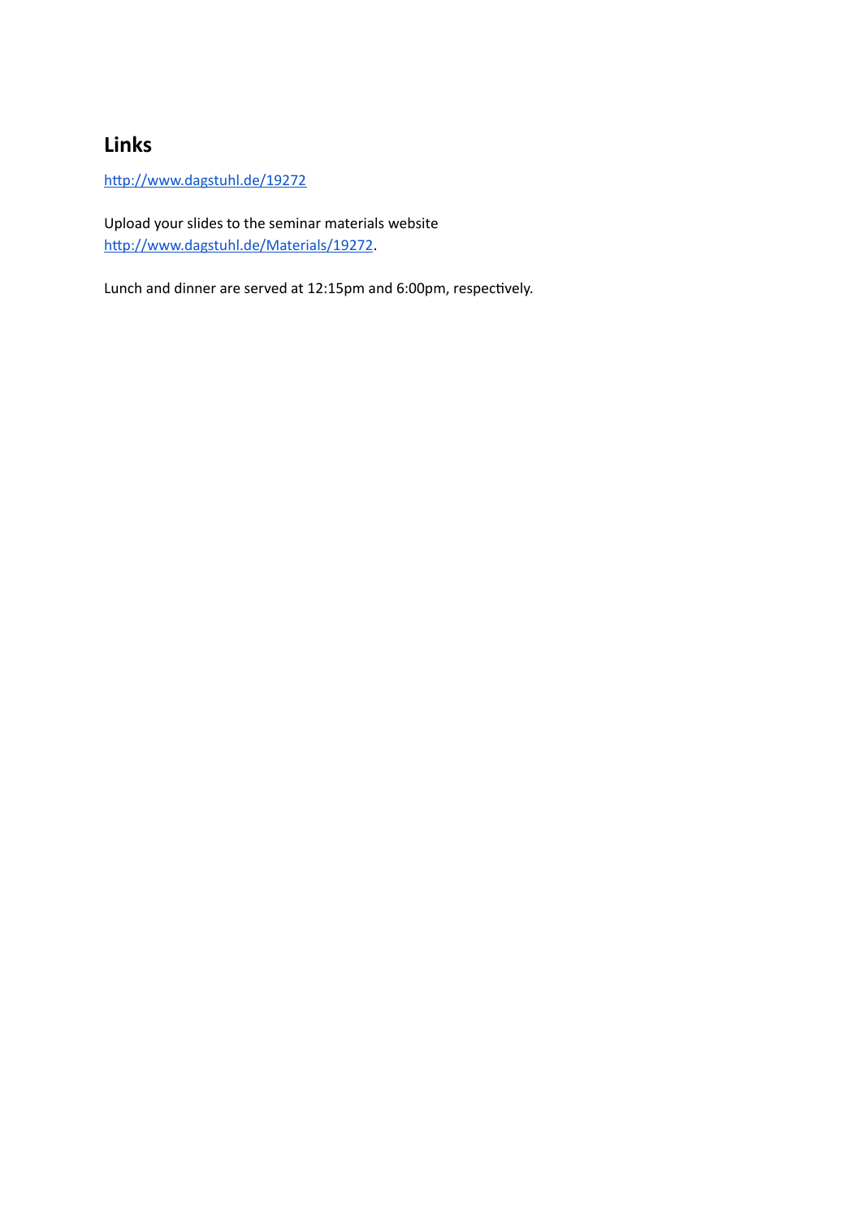## Links

http://www.dagstuhl.de/19272

Upload your slides to the seminar materials website
http://www.dagstuhl.de/Materials/19272.

Lunch and dinner are served at 12:15pm and 6:00pm, respectively.